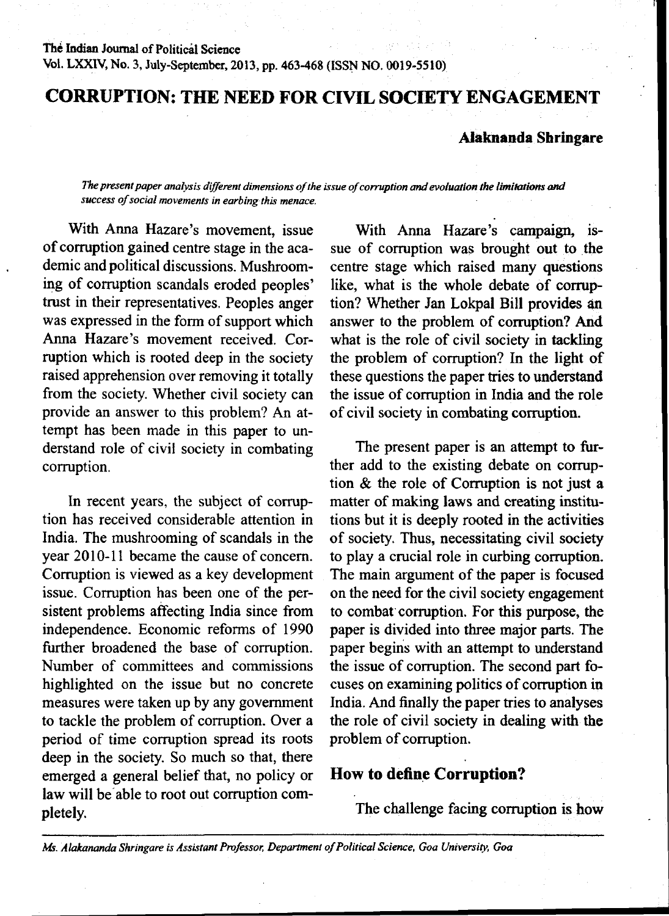# CORRUPTION: THE NEED FOR CIVIL SOCIETY ENGAGEMENT

**Alaknanda Shringare**

*The present paper analysis different dimensions of the issue of corruption and evoluation the limitations and success of social movements in earbing this menace.*

With Anna Hazare's movement, issue of corruption gained centre stage in the academic and political discussions. Mushrooming of corruption scandals eroded peoples' trust in their representatives. Peoples anger was expressed in the form of support which Anna Hazare's movement received. Corruption which is rooted deep in the society raised apprehension over removing it totally from the society. Whether civil society can provide an answer to this problem? An attempt has been made in this paper to understand role of civil society in combating corruption.

In recent years, the subject of corruption has received considerable attention in India. The mushrooming of scandals in the year 2010-11 became the cause of concern. Corruption is viewed as a key development issue. Corruption has been one of the persistent problems affecting India since from independence. Economic reforms of 1990 further broadened the base of corruption. Number of committees and commissions highlighted on the issue but no concrete measures were taken up by any government to tackle the problem of corruption. Over a period of time corruption spread its roots deep in the society. So much so that, there emerged a general belief that, no policy or law will be able to root out corruption completely.

With Anna Hazare's campaign, issue of corruption was brought out to the centre stage which raised many questions like, what is the whole debate of corruption? Whether Jan Lokpal Bill provides an answer to the problem of corruption? And what is the role of civil society in tackling the problem of corruption? In the light of these questions the paper tries to understand the issue of corruption in India and the role of civil society in combating corruption.

The present paper is an attempt to further add to the existing debate on corruption & the role of Corruption is not just a matter of making laws and creating institutions but it is deeply rooted in the activities of society. Thus, necessitating civil society to play a crucial role in curbing corruption. The main argument of the paper is focused on the need for the civil society engagement to combat corruption. For this purpose, the paper is divided into three major parts. The paper begins with an attempt to understand the issue of corruption. The second part focuses on examining politics of corruption in India. And finally the paper tries to analyses the role of civil society in dealing with the problem of corruption.

## How to define Corruption?

The challenge facing corruption is how

*Ms. Alakananda Shringare is Assistant Professor, Department of Political Science, Goa University, Goa*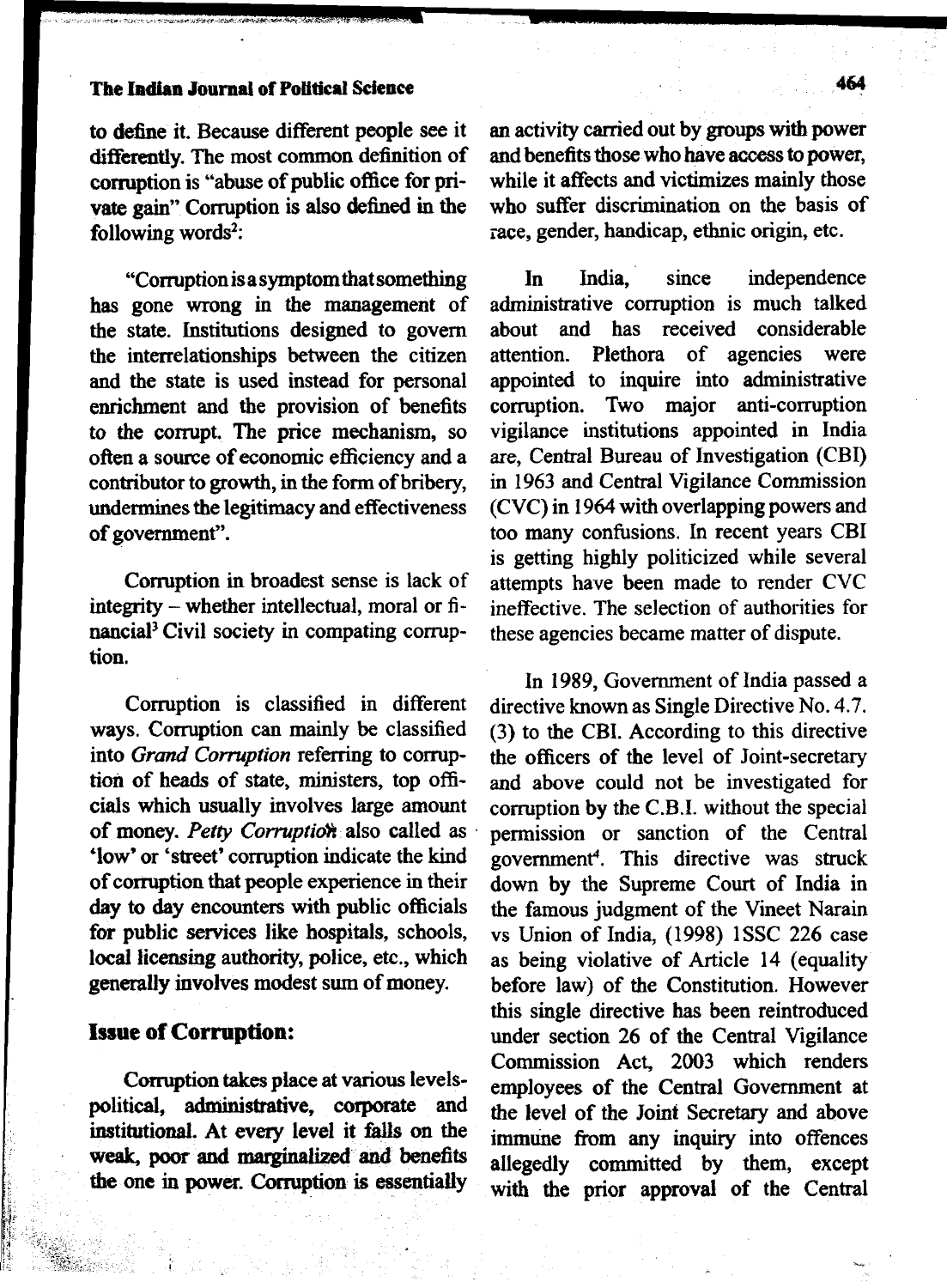to define it. Because different people see it differently. The most common definition of corruption is "abuse of public office for private gain" Corruption is also defined in the following words[2]:

"Corruption is a symptom that something has gone wrong in the management of the state. Institutions designed to govern the interrelationships between the citizen and the state is used instead for personal enrichment and the provision of benefits to the corrupt. The price mechanism, so often a source of economic efficiency and a contributor to growth, in the form of bribery, undermines the legitimacy and effectiveness of government".

Corruption in broadest sense is lack of integrity – whether intellectual, moral or financial[3] Civil society in compating corruption.

Corruption is classified in different ways. Corruption can mainly be classified into *Grand Corruption* referring to corruption of heads of state, ministers, top officials which usually involves large amount of money. *Petty Corruption* also called as 'low' or 'street' corruption indicate the kind of corruption that people experience in their day to day encounters with public officials for public services like hospitals, schools, local licensing authority, police, etc., which generally involves modest sum of money.

## Issue of Corruption:

Corruption takes place at various levels- political, administrative, corporate and institutional. At every level it falls on the weak, poor and marginalized and benefits the one in power. Corruption is essentially an activity carried out by groups with power and benefits those who have access to power, while it affects and victimizes mainly those who suffer discrimination on the basis of race, gender, handicap, ethnic origin, etc.

In India, since independence administrative corruption is much talked about and has received considerable attention. Plethora of agencies were appointed to inquire into administrative corruption. Two major anti-corruption vigilance institutions appointed in India are, Central Bureau of Investigation (CBI) in 1963 and Central Vigilance Commission (CVC) in 1964 with overlapping powers and too many confusions. In recent years CBI is getting highly politicized while several attempts have been made to render CVC ineffective. The selection of authorities for these agencies became matter of dispute.

In 1989, Government of India passed a directive known as Single Directive No. 4.7. (3) to the CBI. According to this directive the officers of the level of Joint-secretary and above could not be investigated for corruption by the C.B.I. without the special permission or sanction of the Central government[4]. This directive was struck down by the Supreme Court of India in the famous judgment of the Vineet Narain vs Union of India, (1998) 1SSC 226 case as being violative of Article 14 (equality before law) of the Constitution. However this single directive has been reintroduced under section 26 of the Central Vigilance Commission Act, 2003 which renders employees of the Central Government at the level of the Joint Secretary and above immune from any inquiry into offences allegedly committed by them, except with the prior approval of the Central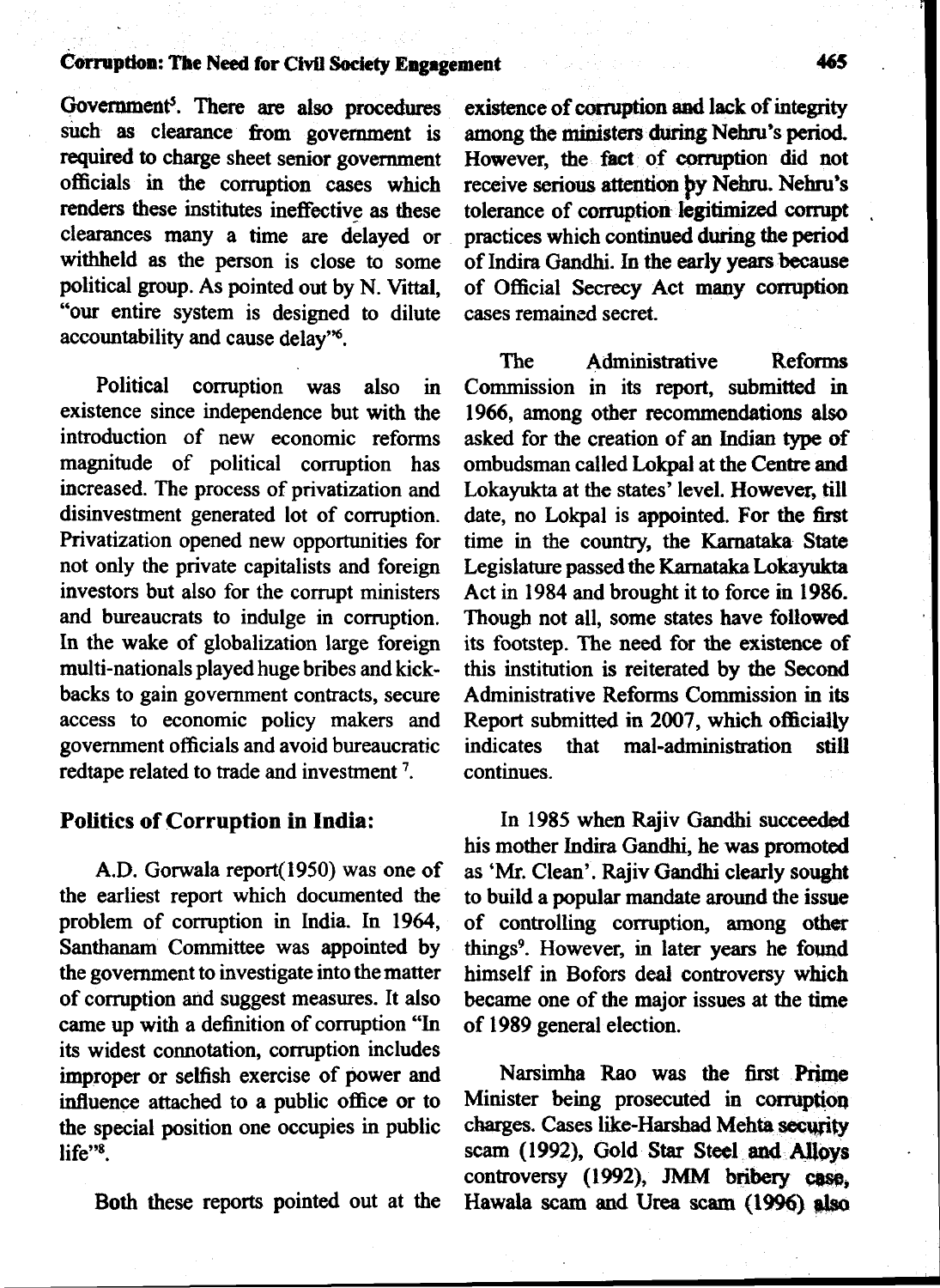Government[5]. There are also procedures such as clearance from government is required to charge sheet senior government officials in the corruption cases which renders these institutes ineffective as these clearances many a time are delayed or withheld as the person is close to some political group. As pointed out by N. Vittal, "our entire system is designed to dilute accountability and cause delay"[6].

Political corruption was also in existence since independence but with the introduction of new economic reforms magnitude of political corruption has increased. The process of privatization and disinvestment generated lot of corruption. Privatization opened new opportunities for not only the private capitalists and foreign investors but also for the corrupt ministers and bureaucrats to indulge in corruption. In the wake of globalization large foreign multi-nationals played huge bribes and kick-backs to gain government contracts, secure access to economic policy makers and government officials and avoid bureaucratic redtape related to trade and investment [7].

## Politics of Corruption in India:

A.D. Gorwala report(1950) was one of the earliest report which documented the problem of corruption in India. In 1964, Santhanam Committee was appointed by the government to investigate into the matter of corruption and suggest measures. It also came up with a definition of corruption "In its widest connotation, corruption includes improper or selfish exercise of power and influence attached to a public office or to the special position one occupies in public life"[8].

Both these reports pointed out at the existence of corruption and lack of integrity among the ministers during Nehru's period. However, the fact of corruption did not receive serious attention by Nehru. Nehru's tolerance of corruption legitimized corrupt practices which continued during the period of Indira Gandhi. In the early years because of Official Secrecy Act many corruption cases remained secret.

The Administrative Reforms Commission in its report, submitted in 1966, among other recommendations also asked for the creation of an Indian type of ombudsman called Lokpal at the Centre and Lokayukta at the states' level. However, till date, no Lokpal is appointed. For the first time in the country, the Karnataka State Legislature passed the Karnataka Lokayukta Act in 1984 and brought it to force in 1986. Though not all, some states have followed its footstep. The need for the existence of this institution is reiterated by the Second Administrative Reforms Commission in its Report submitted in 2007, which officially indicates that mal-administration still continues.

In 1985 when Rajiv Gandhi succeeded his mother Indira Gandhi, he was promoted as 'Mr. Clean'. Rajiv Gandhi clearly sought to build a popular mandate around the issue of controlling corruption, among other things[9]. However, in later years he found himself in Bofors deal controversy which became one of the major issues at the time of 1989 general election.

Narsimha Rao was the first Prime Minister being prosecuted in corruption charges. Cases like-Harshad Mehta security scam (1992), Gold Star Steel and Alloys controversy (1992), JMM bribery case, Hawala scam and Urea scam (1996) also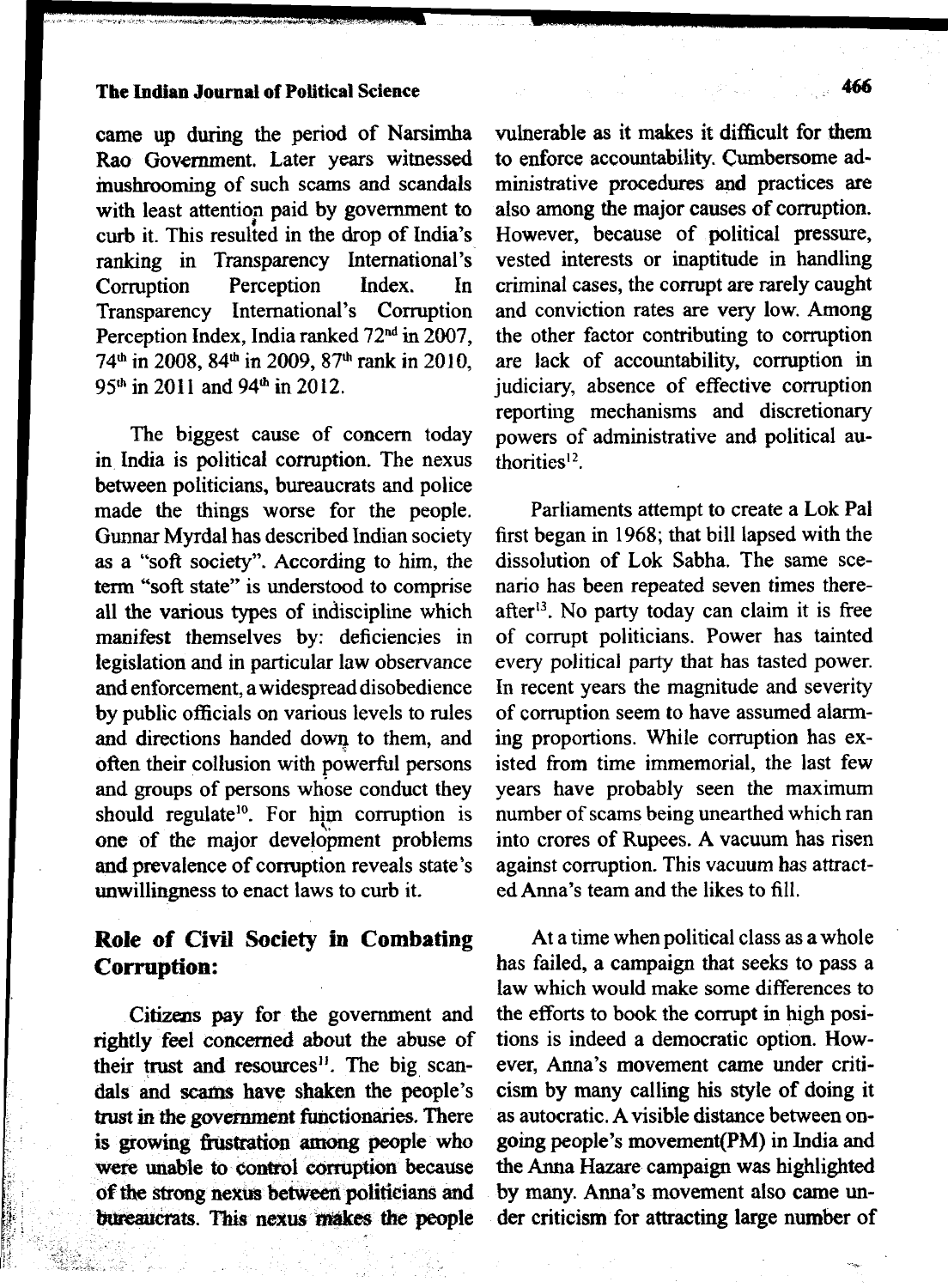came up during the period of Narsimha Rao Government. Later years witnessed mushrooming of such scams and scandals with least attention paid by government to curb it. This resulted in the drop of India's ranking in Transparency International's Corruption Perception Index. In Transparency International's Corruption Perception Index, India ranked 72nd in 2007, 74th in 2008, 84th in 2009, 87th rank in 2010, 95th in 2011 and 94th in 2012.

The biggest cause of concern today in India is political corruption. The nexus between politicians, bureaucrats and police made the things worse for the people. Gunnar Myrdal has described Indian society as a "soft society". According to him, the term "soft state" is understood to comprise all the various types of indiscipline which manifest themselves by: deficiencies in legislation and in particular law observance and enforcement, a widespread disobedience by public officials on various levels to rules and directions handed down to them, and often their collusion with powerful persons and groups of persons whose conduct they should regulate[10]. For him corruption is one of the major development problems and prevalence of corruption reveals state's unwillingness to enact laws to curb it.

## Role of Civil Society in Combating Corruption:

Citizens pay for the government and rightly feel concerned about the abuse of their trust and resources[11]. The big scandals and scams have shaken the people's trust in the government functionaries. There is growing frustration among people who were unable to control corruption because of the strong nexus between politicians and bureaucrats. This nexus makes the people vulnerable as it makes it difficult for them to enforce accountability. Cumbersome administrative procedures and practices are also among the major causes of corruption. However, because of political pressure, vested interests or inaptitude in handling criminal cases, the corrupt are rarely caught and conviction rates are very low. Among the other factor contributing to corruption are lack of accountability, corruption in judiciary, absence of effective corruption reporting mechanisms and discretionary powers of administrative and political authorities[12].

Parliaments attempt to create a Lok Pal first began in 1968; that bill lapsed with the dissolution of Lok Sabha. The same scenario has been repeated seven times thereafter[13]. No party today can claim it is free of corrupt politicians. Power has tainted every political party that has tasted power. In recent years the magnitude and severity of corruption seem to have assumed alarming proportions. While corruption has existed from time immemorial, the last few years have probably seen the maximum number of scams being unearthed which ran into crores of Rupees. A vacuum has risen against corruption. This vacuum has attracted Anna's team and the likes to fill.

At a time when political class as a whole has failed, a campaign that seeks to pass a law which would make some differences to the efforts to book the corrupt in high positions is indeed a democratic option. However, Anna's movement came under criticism by many calling his style of doing it as autocratic. A visible distance between ongoing people's movement(PM) in India and the Anna Hazare campaign was highlighted by many. Anna's movement also came under criticism for attracting large number of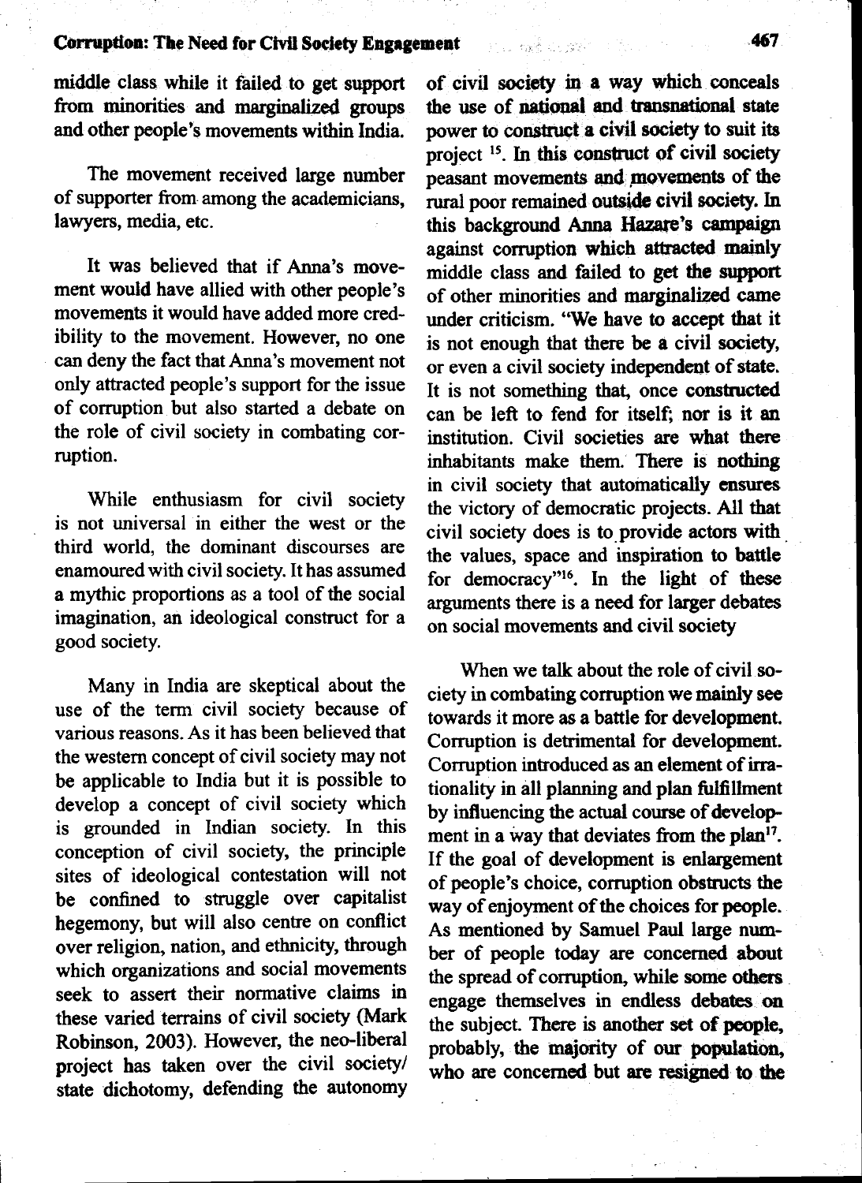middle class while it failed to get support from minorities and marginalized groups and other people's movements within India.

The movement received large number of supporter from among the academicians, lawyers, media, etc.

It was believed that if Anna's movement would have allied with other people's movements it would have added more credibility to the movement. However, no one can deny the fact that Anna's movement not only attracted people's support for the issue of corruption but also started a debate on the role of civil society in combating corruption.

While enthusiasm for civil society is not universal in either the west or the third world, the dominant discourses are enamoured with civil society. It has assumed a mythic proportions as a tool of the social imagination, an ideological construct for a good society.

Many in India are skeptical about the use of the term civil society because of various reasons. As it has been believed that the western concept of civil society may not be applicable to India but it is possible to develop a concept of civil society which is grounded in Indian society. In this conception of civil society, the principle sites of ideological contestation will not be confined to struggle over capitalist hegemony, but will also centre on conflict over religion, nation, and ethnicity, through which organizations and social movements seek to assert their normative claims in these varied terrains of civil society (Mark Robinson, 2003). However, the neo-liberal project has taken over the civil society/state dichotomy, defending the autonomy of civil society in a way which conceals the use of national and transnational state power to construct a civil society to suit its project [15]. In this construct of civil society peasant movements and movements of the rural poor remained outside civil society. In this background Anna Hazare's campaign against corruption which attracted mainly middle class and failed to get the support of other minorities and marginalized came under criticism. "We have to accept that it is not enough that there be a civil society, or even a civil society independent of state. It is not something that, once constructed can be left to fend for itself; nor is it an institution. Civil societies are what there inhabitants make them. There is nothing in civil society that automatically ensures the victory of democratic projects. All that civil society does is to provide actors with the values, space and inspiration to battle for democracy"[16]. In the light of these arguments there is a need for larger debates on social movements and civil society

When we talk about the role of civil society in combating corruption we mainly see towards it more as a battle for development. Corruption is detrimental for development. Corruption introduced as an element of irrationality in all planning and plan fulfillment by influencing the actual course of development in a way that deviates from the plan[17]. If the goal of development is enlargement of people's choice, corruption obstructs the way of enjoyment of the choices for people. As mentioned by Samuel Paul large number of people today are concerned about the spread of corruption, while some others engage themselves in endless debates on the subject. There is another set of people, probably, the majority of our population, who are concerned but are resigned to the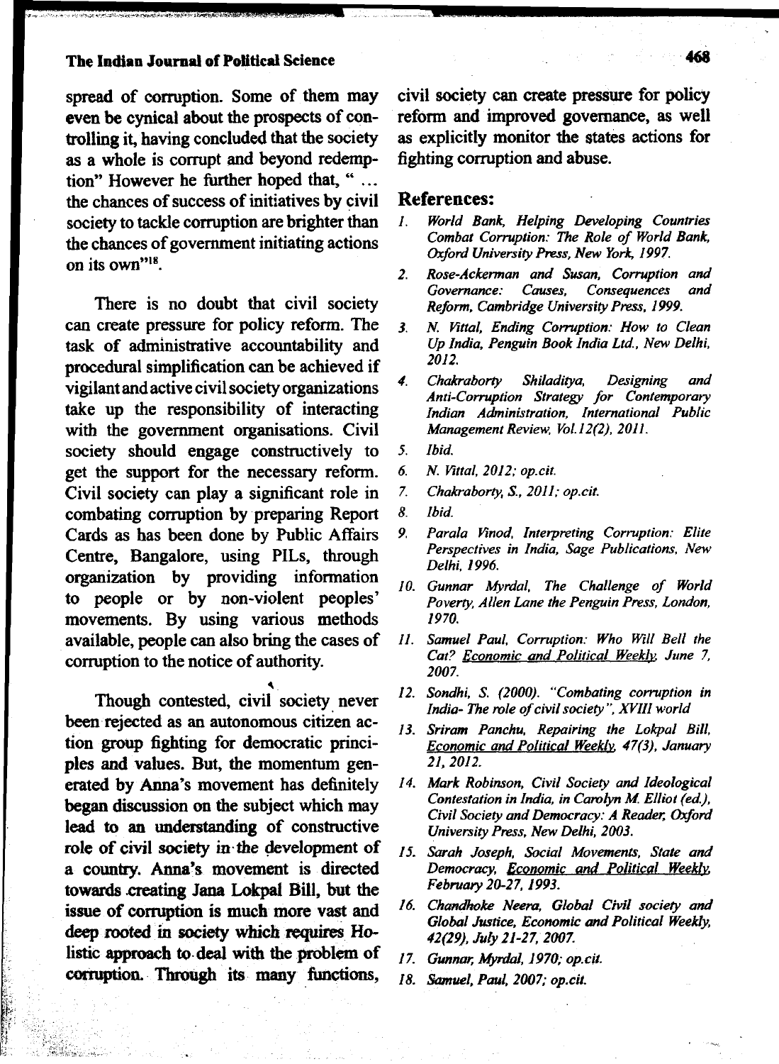spread of corruption. Some of them may even be cynical about the prospects of controlling it, having concluded that the society as a whole is corrupt and beyond redemption" However he further hoped that, " ... the chances of success of initiatives by civil society to tackle corruption are brighter than the chances of government initiating actions on its own"[18].

There is no doubt that civil society can create pressure for policy reform. The task of administrative accountability and procedural simplification can be achieved if vigilant and active civil society organizations take up the responsibility of interacting with the government organisations. Civil society should engage constructively to get the support for the necessary reform. Civil society can play a significant role in combating corruption by preparing Report Cards as has been done by Public Affairs Centre, Bangalore, using PILs, through organization by providing information to people or by non-violent peoples' movements. By using various methods available, people can also bring the cases of corruption to the notice of authority.

Though contested, civil society never been rejected as an autonomous citizen action group fighting for democratic principles and values. But, the momentum generated by Anna's movement has definitely began discussion on the subject which may lead to an understanding of constructive role of civil society in the development of a country. Anna's movement is directed towards creating Jana Lokpal Bill, but the issue of corruption is much more vast and deep rooted in society which requires Holistic approach to deal with the problem of corruption. Through its many functions, civil society can create pressure for policy reform and improved governance, as well as explicitly monitor the states actions for fighting corruption and abuse.

## References:

1. *World Bank, Helping Developing Countries Combat Corruption: The Role of World Bank, Oxford University Press, New York, 1997.*
2. *Rose-Ackerman and Susan, Corruption and Governance: Causes, Consequences and Reform, Cambridge University Press, 1999.*
3. *N. Vittal, Ending Corruption: How to Clean Up India, Penguin Book India Ltd., New Delhi, 2012.*
4. *Chakraborty Shiladitya, Designing and Anti-Corruption Strategy for Contemporary Indian Administration, International Public Management Review, Vol.12(2), 2011.*
5. *Ibid.*
6. *N. Vittal, 2012; op.cit.*
7. *Chakraborty, S., 2011; op.cit.*
8. *Ibid.*
9. *Parala Vinod, Interpreting Corruption: Elite Perspectives in India, Sage Publications, New Delhi, 1996.*
10. *Gunnar Myrdal, The Challenge of World Poverty, Allen Lane the Penguin Press, London, 1970.*
11. *Samuel Paul, Corruption: Who Will Bell the Cat? Economic and Political Weekly, June 7, 2007.*
12. *Sondhi, S. (2000). "Combating corruption in India- The role of civil society", XVIII world*
13. *Sriram Panchu, Repairing the Lokpal Bill, Economic and Political Weekly, 47(3), January 21, 2012.*
14. *Mark Robinson, Civil Society and Ideological Contestation in India, in Carolyn M. Elliot (ed.), Civil Society and Democracy: A Reader, Oxford University Press, New Delhi, 2003.*
15. *Sarah Joseph, Social Movements, State and Democracy, Economic and Political Weekly, February 20-27, 1993.*
16. *Chandhoke Neera, Global Civil society and Global Justice, Economic and Political Weekly, 42(29), July 21-27, 2007.*
17. *Gunnar, Myrdal, 1970; op.cit.*
18. *Samuel, Paul, 2007; op.cit.*